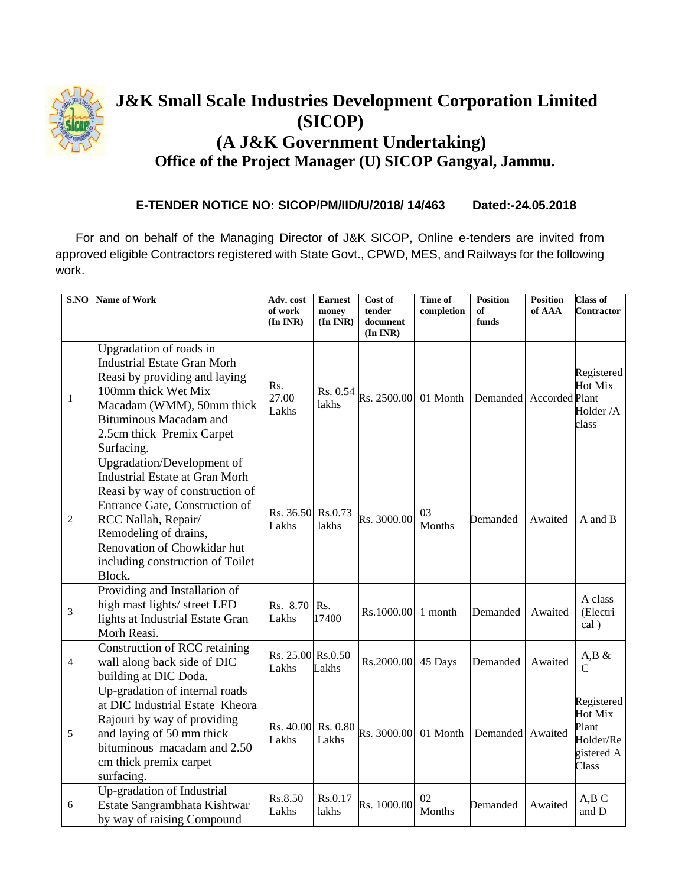# J&K Small Scale Industries Development Corporation Limited (SICOP)

## (A J&K Government Undertaking)

### Office of the Project Manager (U) SICOP Gangyal, Jammu.

**E-TENDER NOTICE NO: SICOP/PM/IID/U/2018/ 14/463 Dated:-24.05.2018**

For and on behalf of the Managing Director of J&K SICOP, Online e-tenders are invited from approved eligible Contractors registered with State Govt., CPWD, MES, and Railways for the following work.

| S.NO | Name of Work | Adv. cost of work (In INR) | Earnest money (In INR) | Cost of tender document (In INR) | Time of completion | Position of funds | Position of AAA | Class of Contractor |
|---|---|---|---|---|---|---|---|---|
| 1 | Upgradation of roads in Industrial Estate Gran Morh Reasi by providing and laying 100mm thick Wet Mix Macadam (WMM), 50mm thick Bituminous Macadam and 2.5cm thick Premix Carpet Surfacing. | Rs. 27.00 Lakhs | Rs. 0.54 lakhs | Rs. 2500.00 | 01 Month | Demanded | Accorded | Registered Hot Mix Plant Holder /A class |
| 2 | Upgradation/Development of Industrial Estate at Gran Morh Reasi by way of construction of Entrance Gate, Construction of RCC Nallah, Repair/ Remodeling of drains, Renovation of Chowkidar hut including construction of Toilet Block. | Rs. 36.50 Lakhs | Rs.0.73 lakhs | Rs. 3000.00 | 03 Months | Demanded | Awaited | A and B |
| 3 | Providing and Installation of high mast lights/ street LED lights at Industrial Estate Gran Morh Reasi. | Rs. 8.70 Lakhs | Rs. 17400 | Rs.1000.00 | 1 month | Demanded | Awaited | A class (Electrical ) |
| 4 | Construction of RCC retaining wall along back side of DIC building at DIC Doda. | Rs. 25.00 Lakhs | Rs.0.50 Lakhs | Rs.2000.00 | 45 Days | Demanded | Awaited | A,B & C |
| 5 | Up-gradation of internal roads at DIC Industrial Estate Kheora Rajouri by way of providing and laying of 50 mm thick bituminous macadam and 2.50 cm thick premix carpet surfacing. | Rs. 40.00 Lakhs | Rs. 0.80 Lakhs | Rs. 3000.00 | 01 Month | Demanded | Awaited | Registered Hot Mix Plant Holder/Registered A Class |
| 6 | Up-gradation of Industrial Estate Sangrambhata Kishtwar by way of raising Compound | Rs.8.50 Lakhs | Rs.0.17 lakhs | Rs. 1000.00 | 02 Months | Demanded | Awaited | A,B C and D |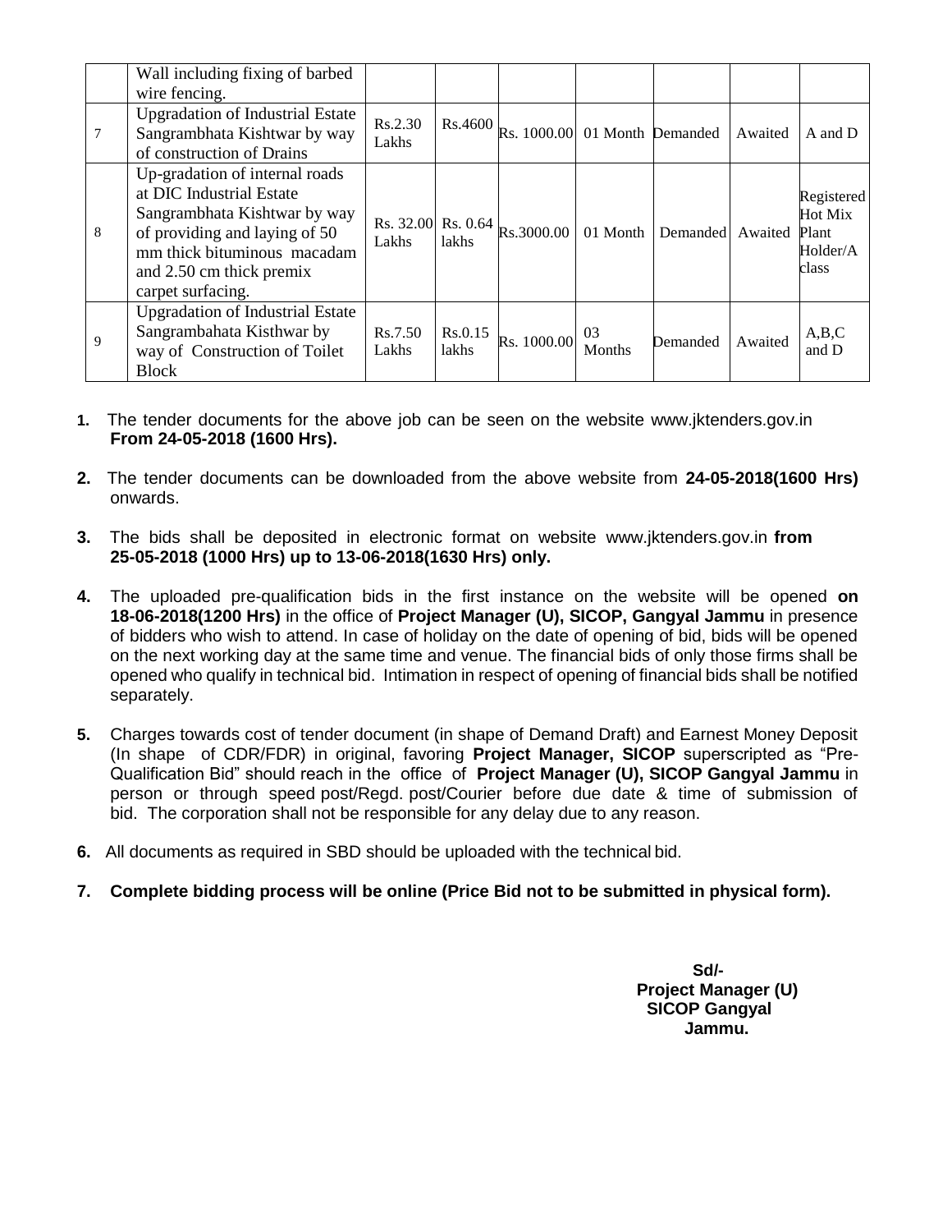| | | | | | | | | |
|---|---|---|---|---|---|---|---|---|
| | Wall including fixing of barbed wire fencing. | | | | | | | |
| 7 | Upgradation of Industrial Estate Sangrambhata Kishtwar by way of construction of Drains | Rs.2.30 Lakhs | Rs.4600 | Rs. 1000.00 | 01 Month | Demanded | Awaited | A and D |
| 8 | Up-gradation of internal roads at DIC Industrial Estate Sangrambhata Kishtwar by way of providing and laying of 50 mm thick bituminous macadam and 2.50 cm thick premix carpet surfacing. | Rs. 32.00 Lakhs | Rs. 0.64 lakhs | Rs.3000.00 | 01 Month | Demanded | Awaited | Registered Hot Mix Plant Holder/A class |
| 9 | Upgradation of Industrial Estate Sangrambahata Kisthwar by way of Construction of Toilet Block | Rs.7.50 Lakhs | Rs.0.15 lakhs | Rs. 1000.00 | 03 Months | Demanded | Awaited | A,B,C and D |

1. The tender documents for the above job can be seen on the website www.jktenders.gov.in **From 24-05-2018 (1600 Hrs).**

2. The tender documents can be downloaded from the above website from **24-05-2018(1600 Hrs)** onwards.

3. The bids shall be deposited in electronic format on website www.jktenders.gov.in **from 25-05-2018 (1000 Hrs) up to 13-06-2018(1630 Hrs) only.**

4. The uploaded pre-qualification bids in the first instance on the website will be opened **on 18-06-2018(1200 Hrs)** in the office of **Project Manager (U), SICOP, Gangyal Jammu** in presence of bidders who wish to attend. In case of holiday on the date of opening of bid, bids will be opened on the next working day at the same time and venue. The financial bids of only those firms shall be opened who qualify in technical bid. Intimation in respect of opening of financial bids shall be notified separately.

5. Charges towards cost of tender document (in shape of Demand Draft) and Earnest Money Deposit (In shape of CDR/FDR) in original, favoring **Project Manager, SICOP** superscripted as "Pre-Qualification Bid" should reach in the office of **Project Manager (U), SICOP Gangyal Jammu** in person or through speed post/Regd. post/Courier before due date & time of submission of bid. The corporation shall not be responsible for any delay due to any reason.

6. All documents as required in SBD should be uploaded with the technical bid.

7. **Complete bidding process will be online (Price Bid not to be submitted in physical form).**

**Sd/-**
**Project Manager (U)**
**SICOP Gangyal**
**Jammu.**